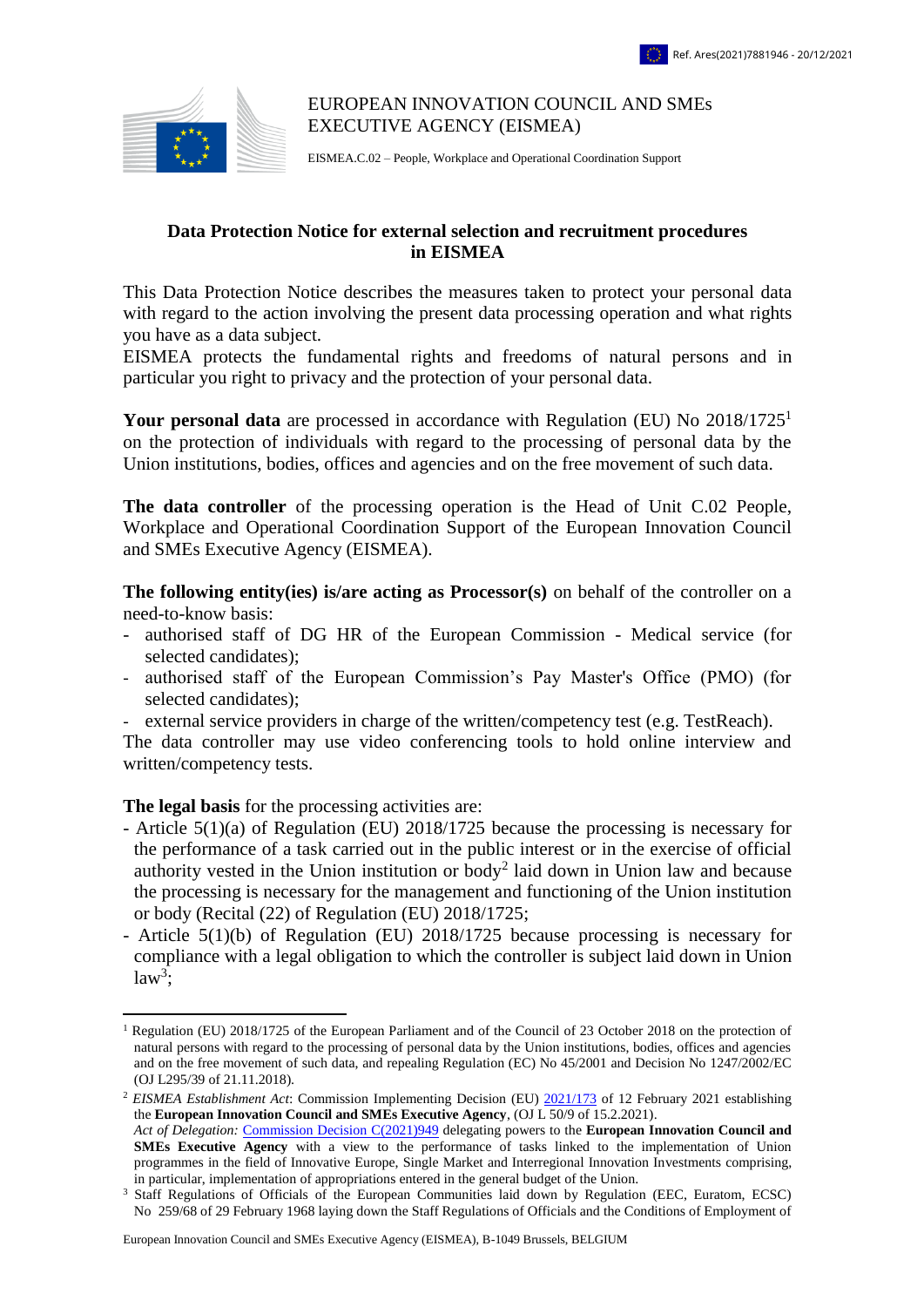Ref. Ares(2021)7881946 - 20/12/2021

EUROPEAN INNOVATION COUNCIL AND SMEs EXECUTIVE AGENCY (EISMEA)

EISMEA.C.02 – People, Workplace and Operational Coordination Support

## Data Protection Notice for external selection and recruitment procedures in EISMEA

This Data Protection Notice describes the measures taken to protect your personal data with regard to the action involving the present data processing operation and what rights you have as a data subject.

EISMEA protects the fundamental rights and freedoms of natural persons and in particular you right to privacy and the protection of your personal data.

**Your personal data** are processed in accordance with Regulation (EU) No 2018/1725[1] on the protection of individuals with regard to the processing of personal data by the Union institutions, bodies, offices and agencies and on the free movement of such data.

**The data controller** of the processing operation is the Head of Unit C.02 People, Workplace and Operational Coordination Support of the European Innovation Council and SMEs Executive Agency (EISMEA).

**The following entity(ies) is/are acting as Processor(s)** on behalf of the controller on a need-to-know basis:

- authorised staff of DG HR of the European Commission - Medical service (for selected candidates);
- authorised staff of the European Commission's Pay Master's Office (PMO) (for selected candidates);
- external service providers in charge of the written/competency test (e.g. TestReach).

The data controller may use video conferencing tools to hold online interview and written/competency tests.

**The legal basis** for the processing activities are:

- Article 5(1)(a) of Regulation (EU) 2018/1725 because the processing is necessary for the performance of a task carried out in the public interest or in the exercise of official authority vested in the Union institution or body[2] laid down in Union law and because the processing is necessary for the management and functioning of the Union institution or body (Recital (22) of Regulation (EU) 2018/1725;
- Article 5(1)(b) of Regulation (EU) 2018/1725 because processing is necessary for compliance with a legal obligation to which the controller is subject laid down in Union law[3];

---

[1] Regulation (EU) 2018/1725 of the European Parliament and of the Council of 23 October 2018 on the protection of natural persons with regard to the processing of personal data by the Union institutions, bodies, offices and agencies and on the free movement of such data, and repealing Regulation (EC) No 45/2001 and Decision No 1247/2002/EC (OJ L295/39 of 21.11.2018).

[2] *EISMEA Establishment Act*: Commission Implementing Decision (EU) 2021/173 of 12 February 2021 establishing the **European Innovation Council and SMEs Executive Agency**, (OJ L 50/9 of 15.2.2021).
*Act of Delegation:* Commission Decision C(2021)949 delegating powers to the **European Innovation Council and SMEs Executive Agency** with a view to the performance of tasks linked to the implementation of Union programmes in the field of Innovative Europe, Single Market and Interregional Innovation Investments comprising, in particular, implementation of appropriations entered in the general budget of the Union.

[3] Staff Regulations of Officials of the European Communities laid down by Regulation (EEC, Euratom, ECSC) No 259/68 of 29 February 1968 laying down the Staff Regulations of Officials and the Conditions of Employment of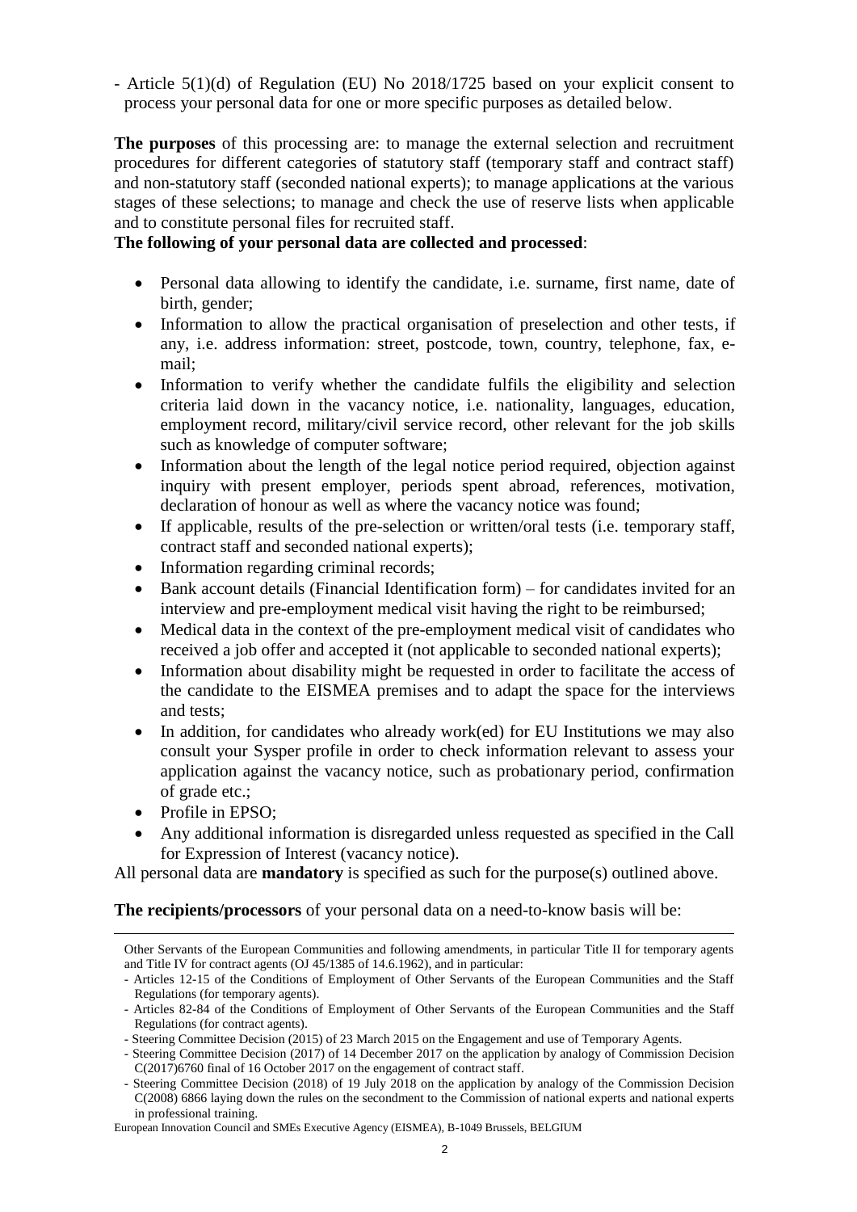- Article 5(1)(d) of Regulation (EU) No 2018/1725 based on your explicit consent to process your personal data for one or more specific purposes as detailed below.

**The purposes** of this processing are: to manage the external selection and recruitment procedures for different categories of statutory staff (temporary staff and contract staff) and non-statutory staff (seconded national experts); to manage applications at the various stages of these selections; to manage and check the use of reserve lists when applicable and to constitute personal files for recruited staff.

**The following of your personal data are collected and processed**:

- Personal data allowing to identify the candidate, i.e. surname, first name, date of birth, gender;
- Information to allow the practical organisation of preselection and other tests, if any, i.e. address information: street, postcode, town, country, telephone, fax, e-mail;
- Information to verify whether the candidate fulfils the eligibility and selection criteria laid down in the vacancy notice, i.e. nationality, languages, education, employment record, military/civil service record, other relevant for the job skills such as knowledge of computer software;
- Information about the length of the legal notice period required, objection against inquiry with present employer, periods spent abroad, references, motivation, declaration of honour as well as where the vacancy notice was found;
- If applicable, results of the pre-selection or written/oral tests (i.e. temporary staff, contract staff and seconded national experts);
- Information regarding criminal records;
- Bank account details (Financial Identification form) – for candidates invited for an interview and pre-employment medical visit having the right to be reimbursed;
- Medical data in the context of the pre-employment medical visit of candidates who received a job offer and accepted it (not applicable to seconded national experts);
- Information about disability might be requested in order to facilitate the access of the candidate to the EISMEA premises and to adapt the space for the interviews and tests;
- In addition, for candidates who already work(ed) for EU Institutions we may also consult your Sysper profile in order to check information relevant to assess your application against the vacancy notice, such as probationary period, confirmation of grade etc.;
- Profile in EPSO;
- Any additional information is disregarded unless requested as specified in the Call for Expression of Interest (vacancy notice).

All personal data are **mandatory** is specified as such for the purpose(s) outlined above.

**The recipients/processors** of your personal data on a need-to-know basis will be:

---

Other Servants of the European Communities and following amendments, in particular Title II for temporary agents and Title IV for contract agents (OJ 45/1385 of 14.6.1962), and in particular:

- Articles 12-15 of the Conditions of Employment of Other Servants of the European Communities and the Staff Regulations (for temporary agents).
- Articles 82-84 of the Conditions of Employment of Other Servants of the European Communities and the Staff Regulations (for contract agents).
- Steering Committee Decision (2015) of 23 March 2015 on the Engagement and use of Temporary Agents.
- Steering Committee Decision (2017) of 14 December 2017 on the application by analogy of Commission Decision C(2017)6760 final of 16 October 2017 on the engagement of contract staff.
- Steering Committee Decision (2018) of 19 July 2018 on the application by analogy of the Commission Decision C(2008) 6866 laying down the rules on the secondment to the Commission of national experts and national experts in professional training.

European Innovation Council and SMEs Executive Agency (EISMEA), B-1049 Brussels, BELGIUM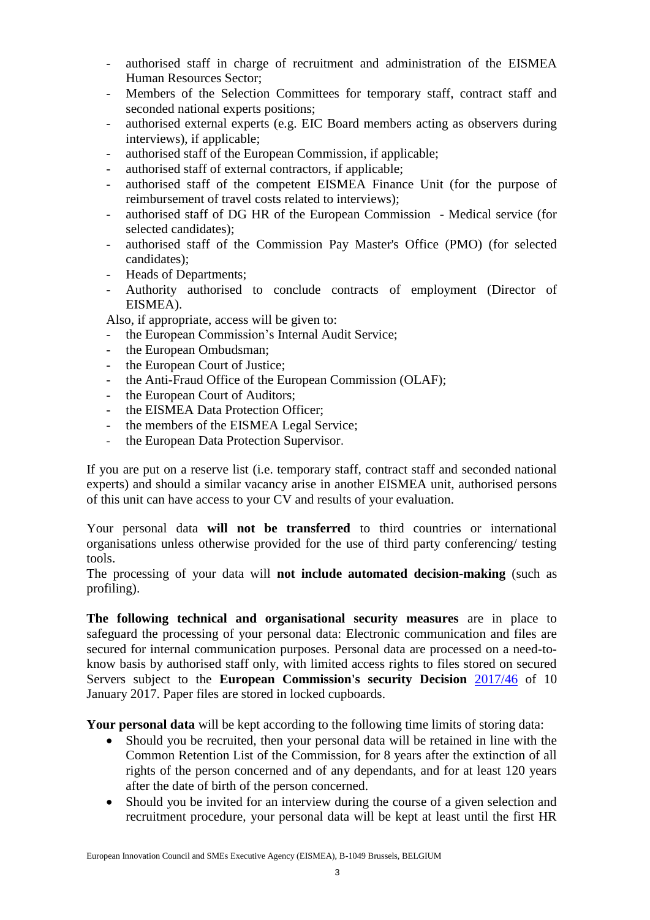- authorised staff in charge of recruitment and administration of the EISMEA Human Resources Sector;
- Members of the Selection Committees for temporary staff, contract staff and seconded national experts positions;
- authorised external experts (e.g. EIC Board members acting as observers during interviews), if applicable;
- authorised staff of the European Commission, if applicable;
- authorised staff of external contractors, if applicable;
- authorised staff of the competent EISMEA Finance Unit (for the purpose of reimbursement of travel costs related to interviews);
- authorised staff of DG HR of the European Commission - Medical service (for selected candidates);
- authorised staff of the Commission Pay Master's Office (PMO) (for selected candidates);
- Heads of Departments;
- Authority authorised to conclude contracts of employment (Director of EISMEA).

Also, if appropriate, access will be given to:

- the European Commission's Internal Audit Service;
- the European Ombudsman;
- the European Court of Justice;
- the Anti-Fraud Office of the European Commission (OLAF);
- the European Court of Auditors;
- the EISMEA Data Protection Officer;
- the members of the EISMEA Legal Service;
- the European Data Protection Supervisor.

If you are put on a reserve list (i.e. temporary staff, contract staff and seconded national experts) and should a similar vacancy arise in another EISMEA unit, authorised persons of this unit can have access to your CV and results of your evaluation.

Your personal data **will not be transferred** to third countries or international organisations unless otherwise provided for the use of third party conferencing/ testing tools.
The processing of your data will **not include automated decision-making** (such as profiling).

**The following technical and organisational security measures** are in place to safeguard the processing of your personal data: Electronic communication and files are secured for internal communication purposes. Personal data are processed on a need-to-know basis by authorised staff only, with limited access rights to files stored on secured Servers subject to the **European Commission's security Decision** 2017/46 of 10 January 2017. Paper files are stored in locked cupboards.

**Your personal data** will be kept according to the following time limits of storing data:

- Should you be recruited, then your personal data will be retained in line with the Common Retention List of the Commission, for 8 years after the extinction of all rights of the person concerned and of any dependants, and for at least 120 years after the date of birth of the person concerned.
- Should you be invited for an interview during the course of a given selection and recruitment procedure, your personal data will be kept at least until the first HR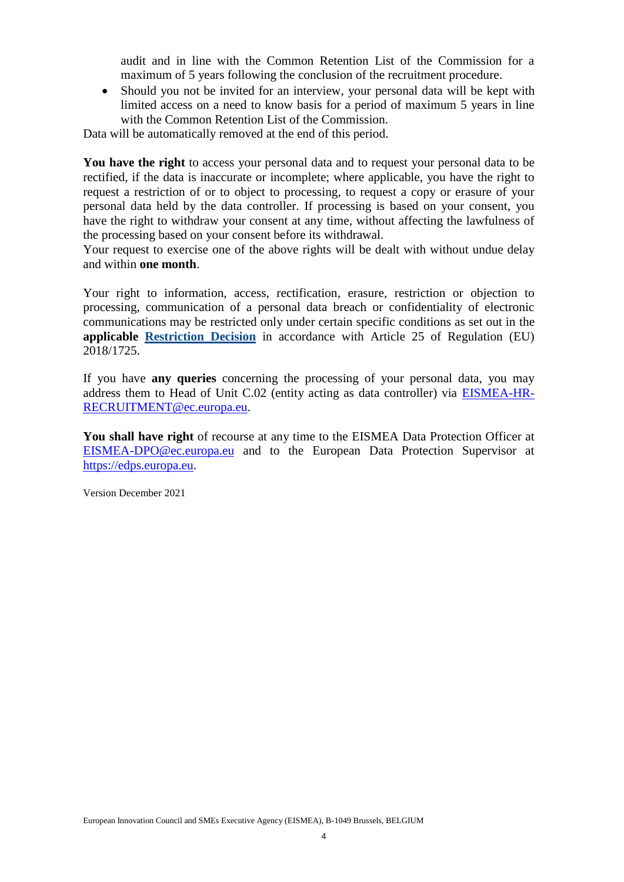audit and in line with the Common Retention List of the Commission for a maximum of 5 years following the conclusion of the recruitment procedure.

- Should you not be invited for an interview, your personal data will be kept with limited access on a need to know basis for a period of maximum 5 years in line with the Common Retention List of the Commission.

Data will be automatically removed at the end of this period.

**You have the right** to access your personal data and to request your personal data to be rectified, if the data is inaccurate or incomplete; where applicable, you have the right to request a restriction of or to object to processing, to request a copy or erasure of your personal data held by the data controller. If processing is based on your consent, you have the right to withdraw your consent at any time, without affecting the lawfulness of the processing based on your consent before its withdrawal.
Your request to exercise one of the above rights will be dealt with without undue delay and within **one month**.

Your right to information, access, rectification, erasure, restriction or objection to processing, communication of a personal data breach or confidentiality of electronic communications may be restricted only under certain specific conditions as set out in the **applicable Restriction Decision** in accordance with Article 25 of Regulation (EU) 2018/1725.

If you have **any queries** concerning the processing of your personal data, you may address them to Head of Unit C.02 (entity acting as data controller) via EISMEA-HR-RECRUITMENT@ec.europa.eu.

**You shall have right** of recourse at any time to the EISMEA Data Protection Officer at EISMEA-DPO@ec.europa.eu and to the European Data Protection Supervisor at https://edps.europa.eu.

Version December 2021